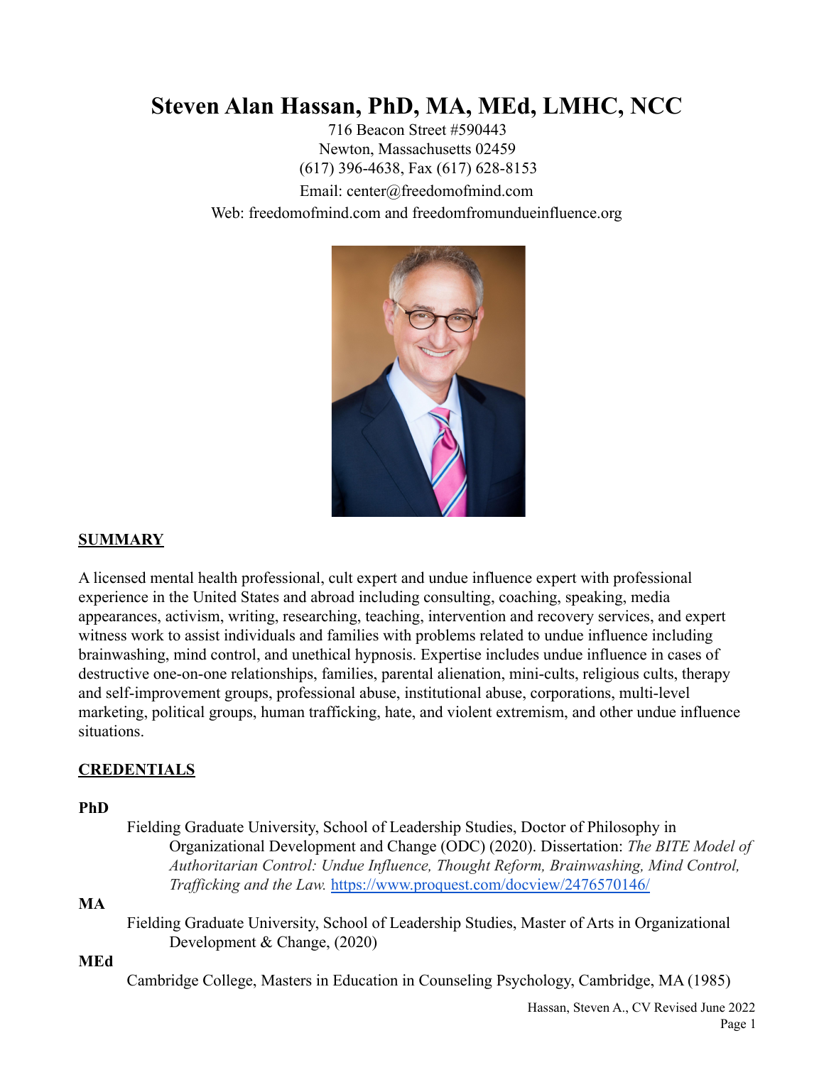# Steven Alan Hassan, PhD, MA, MEd, LMHC, NCC

716 Beacon Street #590443
Newton, Massachusetts 02459
(617) 396-4638, Fax (617) 628-8153
Email: center@freedomofmind.com
Web: freedomofmind.com and freedomfromundueinfluence.org

## SUMMARY

A licensed mental health professional, cult expert and undue influence expert with professional experience in the United States and abroad including consulting, coaching, speaking, media appearances, activism, writing, researching, teaching, intervention and recovery services, and expert witness work to assist individuals and families with problems related to undue influence including brainwashing, mind control, and unethical hypnosis. Expertise includes undue influence in cases of destructive one-on-one relationships, families, parental alienation, mini-cults, religious cults, therapy and self-improvement groups, professional abuse, institutional abuse, corporations, multi-level marketing, political groups, human trafficking, hate, and violent extremism, and other undue influence situations.

## CREDENTIALS

**PhD**

Fielding Graduate University, School of Leadership Studies, Doctor of Philosophy in Organizational Development and Change (ODC) (2020). Dissertation: *The BITE Model of Authoritarian Control: Undue Influence, Thought Reform, Brainwashing, Mind Control, Trafficking and the Law.* https://www.proquest.com/docview/2476570146/

**MA**

Fielding Graduate University, School of Leadership Studies, Master of Arts in Organizational Development & Change, (2020)

**MEd**

Cambridge College, Masters in Education in Counseling Psychology, Cambridge, MA (1985)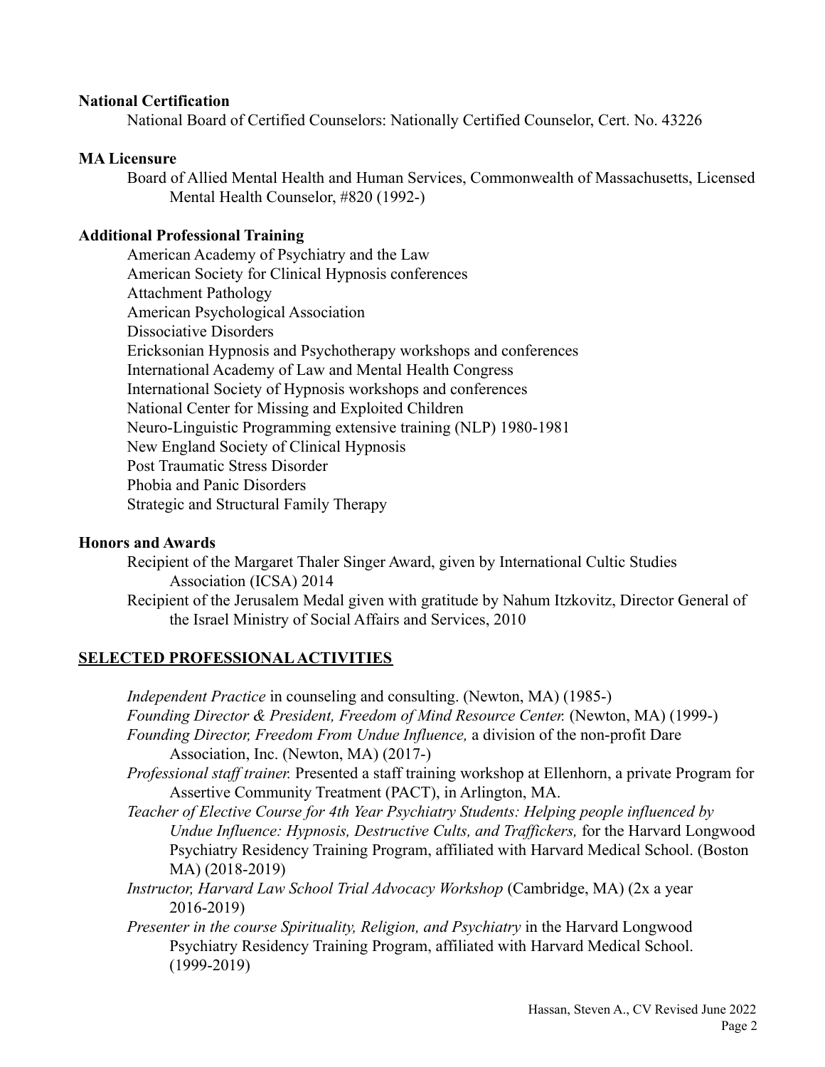**National Certification**

National Board of Certified Counselors: Nationally Certified Counselor, Cert. No. 43226

**MA Licensure**

Board of Allied Mental Health and Human Services, Commonwealth of Massachusetts, Licensed Mental Health Counselor, #820 (1992-)

**Additional Professional Training**

American Academy of Psychiatry and the Law
American Society for Clinical Hypnosis conferences
Attachment Pathology
American Psychological Association
Dissociative Disorders
Ericksonian Hypnosis and Psychotherapy workshops and conferences
International Academy of Law and Mental Health Congress
International Society of Hypnosis workshops and conferences
National Center for Missing and Exploited Children
Neuro-Linguistic Programming extensive training (NLP) 1980-1981
New England Society of Clinical Hypnosis
Post Traumatic Stress Disorder
Phobia and Panic Disorders
Strategic and Structural Family Therapy

**Honors and Awards**

Recipient of the Margaret Thaler Singer Award, given by International Cultic Studies Association (ICSA) 2014

Recipient of the Jerusalem Medal given with gratitude by Nahum Itzkovitz, Director General of the Israel Ministry of Social Affairs and Services, 2010

## SELECTED PROFESSIONAL ACTIVITIES

*Independent Practice* in counseling and consulting. (Newton, MA) (1985-)

*Founding Director & President, Freedom of Mind Resource Center.* (Newton, MA) (1999-)

*Founding Director, Freedom From Undue Influence,* a division of the non-profit Dare Association, Inc. (Newton, MA) (2017-)

*Professional staff trainer.* Presented a staff training workshop at Ellenhorn, a private Program for Assertive Community Treatment (PACT), in Arlington, MA.

*Teacher of Elective Course for 4th Year Psychiatry Students: Helping people influenced by Undue Influence: Hypnosis, Destructive Cults, and Traffickers,* for the Harvard Longwood Psychiatry Residency Training Program, affiliated with Harvard Medical School. (Boston MA) (2018-2019)

*Instructor, Harvard Law School Trial Advocacy Workshop* (Cambridge, MA) (2x a year 2016-2019)

*Presenter in the course Spirituality, Religion, and Psychiatry* in the Harvard Longwood Psychiatry Residency Training Program, affiliated with Harvard Medical School. (1999-2019)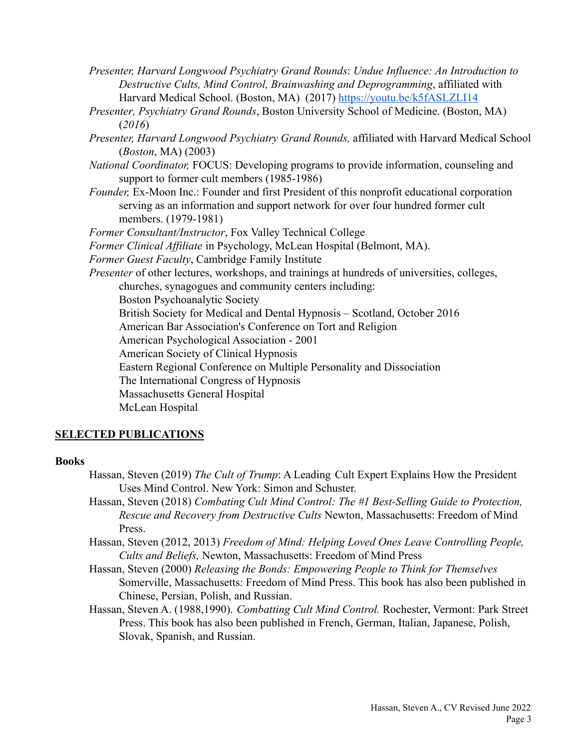*Presenter, Harvard Longwood Psychiatry Grand Rounds*: *Undue Influence: An Introduction to Destructive Cults, Mind Control, Brainwashing and Deprogramming*, affiliated with Harvard Medical School. (Boston, MA) (2017) https://youtu.be/k5fASLZLI14

*Presenter, Psychiatry Grand Rounds*, Boston University School of Medicine. (Boston, MA) (*2016*)

*Presenter, Harvard Longwood Psychiatry Grand Rounds,* affiliated with Harvard Medical School (*Boston*, MA) (2003)

*National Coordinator,* FOCUS: Developing programs to provide information, counseling and support to former cult members (1985-1986)

*Founder,* Ex-Moon Inc.: Founder and first President of this nonprofit educational corporation serving as an information and support network for over four hundred former cult members. (1979-1981)

*Former Consultant/Instructor*, Fox Valley Technical College

*Former Clinical Affiliate* in Psychology, McLean Hospital (Belmont, MA).

*Former Guest Faculty*, Cambridge Family Institute

*Presenter* of other lectures, workshops, and trainings at hundreds of universities, colleges, churches, synagogues and community centers including:

- Boston Psychoanalytic Society
- British Society for Medical and Dental Hypnosis – Scotland, October 2016
- American Bar Association's Conference on Tort and Religion
- American Psychological Association - 2001
- American Society of Clinical Hypnosis
- Eastern Regional Conference on Multiple Personality and Dissociation
- The International Congress of Hypnosis
- Massachusetts General Hospital
- McLean Hospital

## SELECTED PUBLICATIONS

### Books

Hassan, Steven (2019) *The Cult of Trump*: A Leading Cult Expert Explains How the President Uses Mind Control. New York: Simon and Schuster.

Hassan, Steven (2018) *Combating Cult Mind Control: The #1 Best-Selling Guide to Protection, Rescue and Recovery from Destructive Cults* Newton, Massachusetts: Freedom of Mind Press.

Hassan, Steven (2012, 2013) *Freedom of Mind: Helping Loved Ones Leave Controlling People, Cults and Beliefs,* Newton, Massachusetts: Freedom of Mind Press

Hassan, Steven (2000) *Releasing the Bonds: Empowering People to Think for Themselves* Somerville, Massachusetts: Freedom of Mind Press. This book has also been published in Chinese, Persian, Polish, and Russian.

Hassan, Steven A. (1988,1990). *Combatting Cult Mind Control.* Rochester, Vermont: Park Street Press. This book has also been published in French, German, Italian, Japanese, Polish, Slovak, Spanish, and Russian.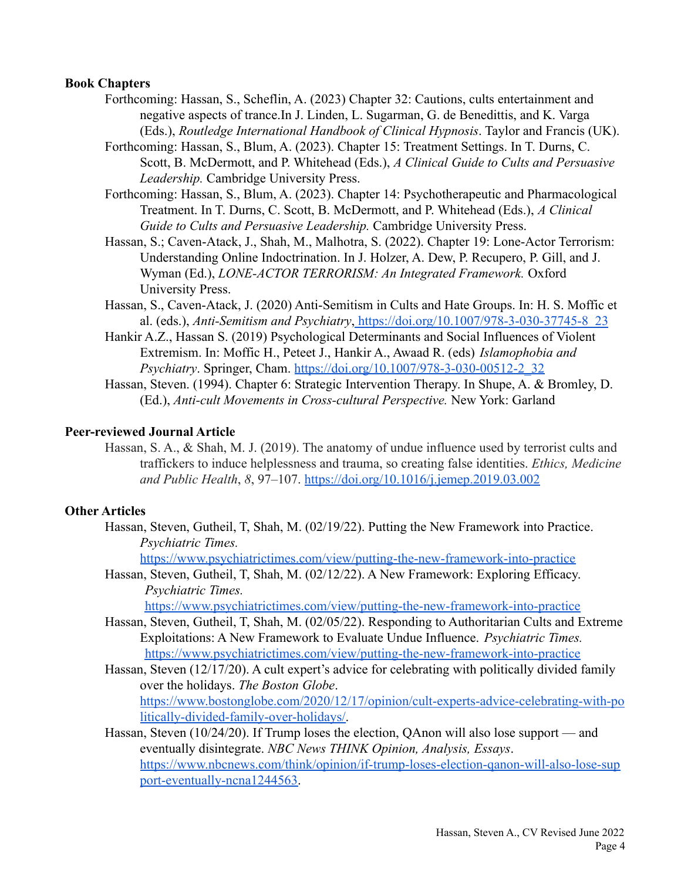**Book Chapters**

Forthcoming: Hassan, S., Scheflin, A. (2023) Chapter 32: Cautions, cults entertainment and negative aspects of trance.In J. Linden, L. Sugarman, G. de Benedittis, and K. Varga (Eds.), *Routledge International Handbook of Clinical Hypnosis*. Taylor and Francis (UK).

Forthcoming: Hassan, S., Blum, A. (2023). Chapter 15: Treatment Settings. In T. Durns, C. Scott, B. McDermott, and P. Whitehead (Eds.), *A Clinical Guide to Cults and Persuasive Leadership.* Cambridge University Press.

Forthcoming: Hassan, S., Blum, A. (2023). Chapter 14: Psychotherapeutic and Pharmacological Treatment. In T. Durns, C. Scott, B. McDermott, and P. Whitehead (Eds.), *A Clinical Guide to Cults and Persuasive Leadership.* Cambridge University Press.

Hassan, S.; Caven-Atack, J., Shah, M., Malhotra, S. (2022). Chapter 19: Lone-Actor Terrorism: Understanding Online Indoctrination. In J. Holzer, A. Dew, P. Recupero, P. Gill, and J. Wyman (Ed.), *LONE-ACTOR TERRORISM: An Integrated Framework.* Oxford University Press.

Hassan, S., Caven-Atack, J. (2020) Anti-Semitism in Cults and Hate Groups. In: H. S. Moffic et al. (eds.), *Anti-Semitism and Psychiatry*, https://doi.org/10.1007/978-3-030-37745-8_23

Hankir A.Z., Hassan S. (2019) Psychological Determinants and Social Influences of Violent Extremism. In: Moffic H., Peteet J., Hankir A., Awaad R. (eds) *Islamophobia and Psychiatry*. Springer, Cham. https://doi.org/10.1007/978-3-030-00512-2_32

Hassan, Steven. (1994). Chapter 6: Strategic Intervention Therapy. In Shupe, A. & Bromley, D. (Ed.), *Anti-cult Movements in Cross-cultural Perspective.* New York: Garland

**Peer-reviewed Journal Article**

Hassan, S. A., & Shah, M. J. (2019). The anatomy of undue influence used by terrorist cults and traffickers to induce helplessness and trauma, so creating false identities. *Ethics, Medicine and Public Health*, *8*, 97–107. https://doi.org/10.1016/j.jemep.2019.03.002

**Other Articles**

Hassan, Steven, Gutheil, T, Shah, M. (02/19/22). Putting the New Framework into Practice. *Psychiatric Times.* https://www.psychiatrictimes.com/view/putting-the-new-framework-into-practice

Hassan, Steven, Gutheil, T, Shah, M. (02/12/22). A New Framework: Exploring Efficacy. *Psychiatric Times.* https://www.psychiatrictimes.com/view/putting-the-new-framework-into-practice

Hassan, Steven, Gutheil, T, Shah, M. (02/05/22). Responding to Authoritarian Cults and Extreme Exploitations: A New Framework to Evaluate Undue Influence. *Psychiatric Times.* https://www.psychiatrictimes.com/view/putting-the-new-framework-into-practice

Hassan, Steven (12/17/20). A cult expert's advice for celebrating with politically divided family over the holidays. *The Boston Globe*. https://www.bostonglobe.com/2020/12/17/opinion/cult-experts-advice-celebrating-with-politically-divided-family-over-holidays/.

Hassan, Steven (10/24/20). If Trump loses the election, QAnon will also lose support — and eventually disintegrate. *NBC News THINK Opinion, Analysis, Essays*. https://www.nbcnews.com/think/opinion/if-trump-loses-election-qanon-will-also-lose-support-eventually-ncna1244563.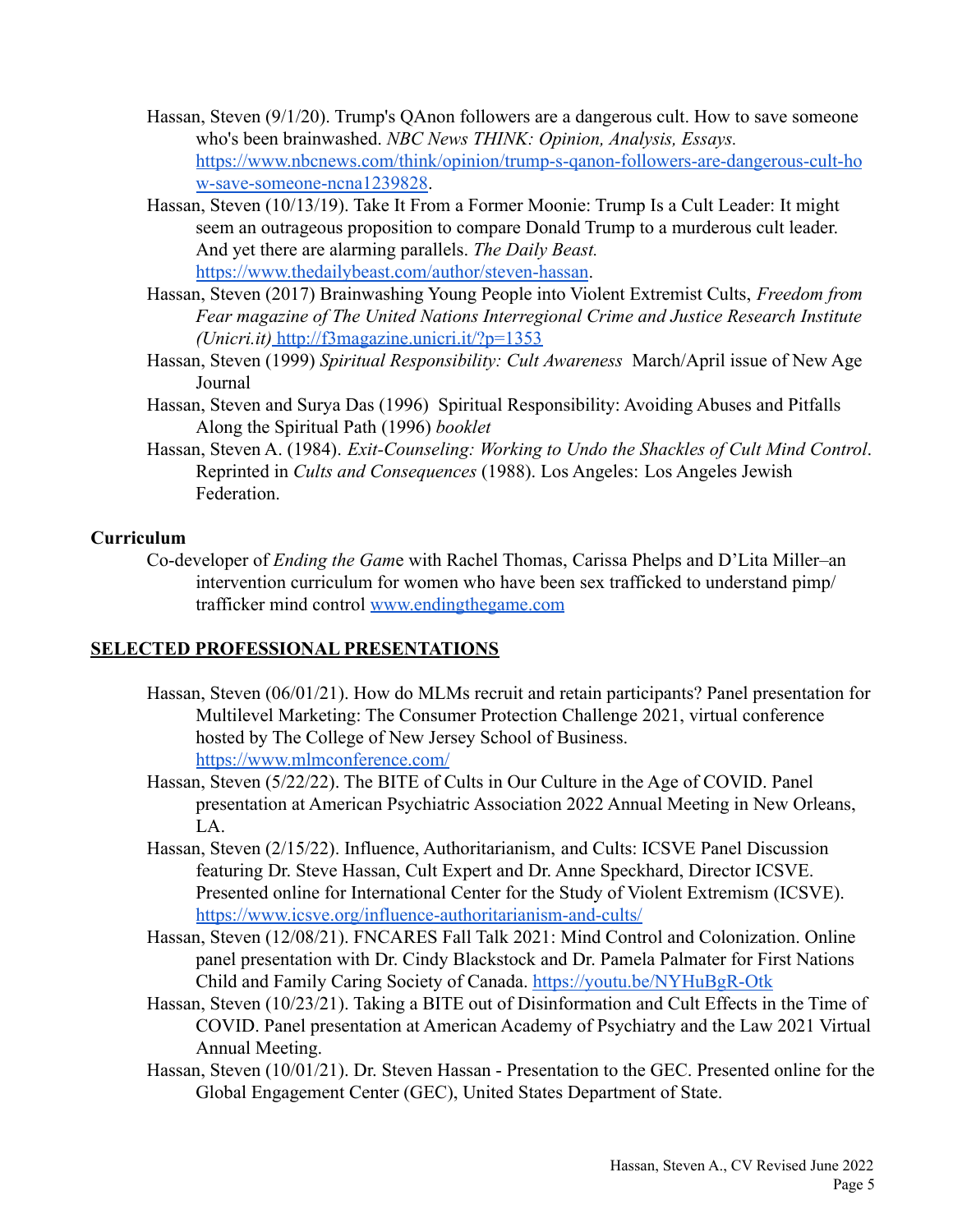Hassan, Steven (9/1/20). Trump's QAnon followers are a dangerous cult. How to save someone who's been brainwashed. *NBC News THINK: Opinion, Analysis, Essays.* https://www.nbcnews.com/think/opinion/trump-s-qanon-followers-are-dangerous-cult-how-save-someone-ncna1239828.

Hassan, Steven (10/13/19). Take It From a Former Moonie: Trump Is a Cult Leader: It might seem an outrageous proposition to compare Donald Trump to a murderous cult leader. And yet there are alarming parallels. *The Daily Beast.* https://www.thedailybeast.com/author/steven-hassan.

Hassan, Steven (2017) Brainwashing Young People into Violent Extremist Cults, *Freedom from Fear magazine of The United Nations Interregional Crime and Justice Research Institute (Unicri.it)* http://f3magazine.unicri.it/?p=1353

Hassan, Steven (1999) *Spiritual Responsibility: Cult Awareness* March/April issue of New Age Journal

Hassan, Steven and Surya Das (1996) Spiritual Responsibility: Avoiding Abuses and Pitfalls Along the Spiritual Path (1996) *booklet*

Hassan, Steven A. (1984). *Exit-Counseling: Working to Undo the Shackles of Cult Mind Control*. Reprinted in *Cults and Consequences* (1988). Los Angeles: Los Angeles Jewish Federation.

**Curriculum**

Co-developer of *Ending the Gam*e with Rachel Thomas, Carissa Phelps and D'Lita Miller–an intervention curriculum for women who have been sex trafficked to understand pimp/ trafficker mind control www.endingthegame.com

## SELECTED PROFESSIONAL PRESENTATIONS

Hassan, Steven (06/01/21). How do MLMs recruit and retain participants? Panel presentation for Multilevel Marketing: The Consumer Protection Challenge 2021, virtual conference hosted by The College of New Jersey School of Business. https://www.mlmconference.com/

Hassan, Steven (5/22/22). The BITE of Cults in Our Culture in the Age of COVID. Panel presentation at American Psychiatric Association 2022 Annual Meeting in New Orleans, LA.

Hassan, Steven (2/15/22). Influence, Authoritarianism, and Cults: ICSVE Panel Discussion featuring Dr. Steve Hassan, Cult Expert and Dr. Anne Speckhard, Director ICSVE. Presented online for International Center for the Study of Violent Extremism (ICSVE). https://www.icsve.org/influence-authoritarianism-and-cults/

Hassan, Steven (12/08/21). FNCARES Fall Talk 2021: Mind Control and Colonization. Online panel presentation with Dr. Cindy Blackstock and Dr. Pamela Palmater for First Nations Child and Family Caring Society of Canada. https://youtu.be/NYHuBgR-Otk

Hassan, Steven (10/23/21). Taking a BITE out of Disinformation and Cult Effects in the Time of COVID. Panel presentation at American Academy of Psychiatry and the Law 2021 Virtual Annual Meeting.

Hassan, Steven (10/01/21). Dr. Steven Hassan - Presentation to the GEC. Presented online for the Global Engagement Center (GEC), United States Department of State.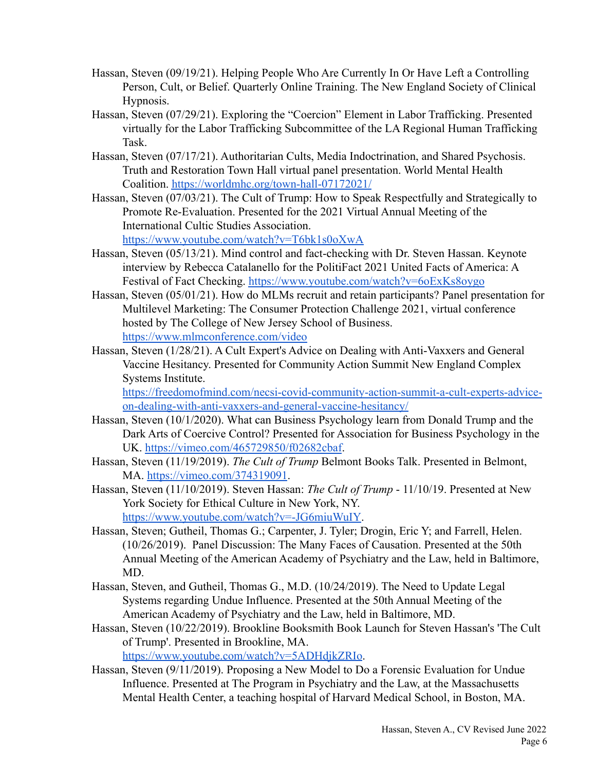Hassan, Steven (09/19/21). Helping People Who Are Currently In Or Have Left a Controlling Person, Cult, or Belief. Quarterly Online Training. The New England Society of Clinical Hypnosis.

Hassan, Steven (07/29/21). Exploring the "Coercion" Element in Labor Trafficking. Presented virtually for the Labor Trafficking Subcommittee of the LA Regional Human Trafficking Task.

Hassan, Steven (07/17/21). Authoritarian Cults, Media Indoctrination, and Shared Psychosis. Truth and Restoration Town Hall virtual panel presentation. World Mental Health Coalition. https://worldmhc.org/town-hall-07172021/

Hassan, Steven (07/03/21). The Cult of Trump: How to Speak Respectfully and Strategically to Promote Re-Evaluation. Presented for the 2021 Virtual Annual Meeting of the International Cultic Studies Association. https://www.youtube.com/watch?v=T6bk1s0oXwA

Hassan, Steven (05/13/21). Mind control and fact-checking with Dr. Steven Hassan. Keynote interview by Rebecca Catalanello for the PolitiFact 2021 United Facts of America: A Festival of Fact Checking. https://www.youtube.com/watch?v=6oExKs8oygo

Hassan, Steven (05/01/21). How do MLMs recruit and retain participants? Panel presentation for Multilevel Marketing: The Consumer Protection Challenge 2021, virtual conference hosted by The College of New Jersey School of Business. https://www.mlmconference.com/video

Hassan, Steven (1/28/21). A Cult Expert's Advice on Dealing with Anti-Vaxxers and General Vaccine Hesitancy. Presented for Community Action Summit New England Complex Systems Institute. https://freedomofmind.com/necsi-covid-community-action-summit-a-cult-experts-advice-on-dealing-with-anti-vaxxers-and-general-vaccine-hesitancy/

Hassan, Steven (10/1/2020). What can Business Psychology learn from Donald Trump and the Dark Arts of Coercive Control? Presented for Association for Business Psychology in the UK. https://vimeo.com/465729850/f02682cbaf.

Hassan, Steven (11/19/2019). *The Cult of Trump* Belmont Books Talk. Presented in Belmont, MA. https://vimeo.com/374319091.

Hassan, Steven (11/10/2019). Steven Hassan: *The Cult of Trump* - 11/10/19. Presented at New York Society for Ethical Culture in New York, NY. https://www.youtube.com/watch?v=-JG6miuWuIY.

Hassan, Steven; Gutheil, Thomas G.; Carpenter, J. Tyler; Drogin, Eric Y; and Farrell, Helen. (10/26/2019). Panel Discussion: The Many Faces of Causation. Presented at the 50th Annual Meeting of the American Academy of Psychiatry and the Law, held in Baltimore, MD.

Hassan, Steven, and Gutheil, Thomas G., M.D. (10/24/2019). The Need to Update Legal Systems regarding Undue Influence. Presented at the 50th Annual Meeting of the American Academy of Psychiatry and the Law, held in Baltimore, MD.

Hassan, Steven (10/22/2019). Brookline Booksmith Book Launch for Steven Hassan's 'The Cult of Trump'. Presented in Brookline, MA. https://www.youtube.com/watch?v=5ADHdjkZRIo.

Hassan, Steven (9/11/2019). Proposing a New Model to Do a Forensic Evaluation for Undue Influence. Presented at The Program in Psychiatry and the Law, at the Massachusetts Mental Health Center, a teaching hospital of Harvard Medical School, in Boston, MA.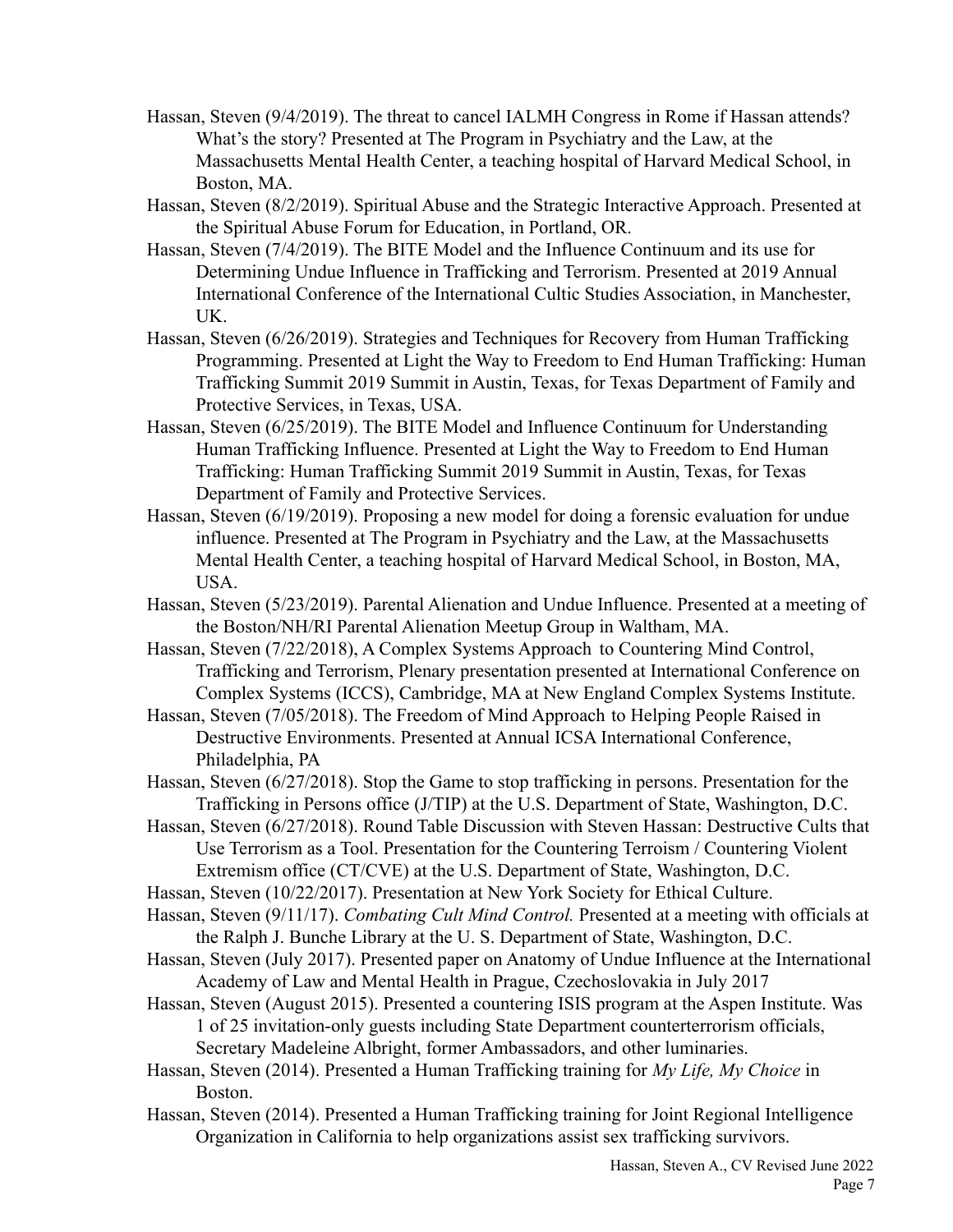Hassan, Steven (9/4/2019). The threat to cancel IALMH Congress in Rome if Hassan attends? What's the story? Presented at The Program in Psychiatry and the Law, at the Massachusetts Mental Health Center, a teaching hospital of Harvard Medical School, in Boston, MA.

Hassan, Steven (8/2/2019). Spiritual Abuse and the Strategic Interactive Approach. Presented at the Spiritual Abuse Forum for Education, in Portland, OR.

Hassan, Steven (7/4/2019). The BITE Model and the Influence Continuum and its use for Determining Undue Influence in Trafficking and Terrorism. Presented at 2019 Annual International Conference of the International Cultic Studies Association, in Manchester, UK.

Hassan, Steven (6/26/2019). Strategies and Techniques for Recovery from Human Trafficking Programming. Presented at Light the Way to Freedom to End Human Trafficking: Human Trafficking Summit 2019 Summit in Austin, Texas, for Texas Department of Family and Protective Services, in Texas, USA.

Hassan, Steven (6/25/2019). The BITE Model and Influence Continuum for Understanding Human Trafficking Influence. Presented at Light the Way to Freedom to End Human Trafficking: Human Trafficking Summit 2019 Summit in Austin, Texas, for Texas Department of Family and Protective Services.

Hassan, Steven (6/19/2019). Proposing a new model for doing a forensic evaluation for undue influence. Presented at The Program in Psychiatry and the Law, at the Massachusetts Mental Health Center, a teaching hospital of Harvard Medical School, in Boston, MA, USA.

Hassan, Steven (5/23/2019). Parental Alienation and Undue Influence. Presented at a meeting of the Boston/NH/RI Parental Alienation Meetup Group in Waltham, MA.

Hassan, Steven (7/22/2018), A Complex Systems Approach to Countering Mind Control, Trafficking and Terrorism, Plenary presentation presented at International Conference on Complex Systems (ICCS), Cambridge, MA at New England Complex Systems Institute.

Hassan, Steven (7/05/2018). The Freedom of Mind Approach to Helping People Raised in Destructive Environments. Presented at Annual ICSA International Conference, Philadelphia, PA

Hassan, Steven (6/27/2018). Stop the Game to stop trafficking in persons. Presentation for the Trafficking in Persons office (J/TIP) at the U.S. Department of State, Washington, D.C.

Hassan, Steven (6/27/2018). Round Table Discussion with Steven Hassan: Destructive Cults that Use Terrorism as a Tool. Presentation for the Countering Terroism / Countering Violent Extremism office (CT/CVE) at the U.S. Department of State, Washington, D.C.

Hassan, Steven (10/22/2017). Presentation at New York Society for Ethical Culture.

Hassan, Steven (9/11/17). *Combating Cult Mind Control.* Presented at a meeting with officials at the Ralph J. Bunche Library at the U. S. Department of State, Washington, D.C.

Hassan, Steven (July 2017). Presented paper on Anatomy of Undue Influence at the International Academy of Law and Mental Health in Prague, Czechoslovakia in July 2017

Hassan, Steven (August 2015). Presented a countering ISIS program at the Aspen Institute. Was 1 of 25 invitation-only guests including State Department counterterrorism officials, Secretary Madeleine Albright, former Ambassadors, and other luminaries.

Hassan, Steven (2014). Presented a Human Trafficking training for *My Life, My Choice* in Boston.

Hassan, Steven (2014). Presented a Human Trafficking training for Joint Regional Intelligence Organization in California to help organizations assist sex trafficking survivors.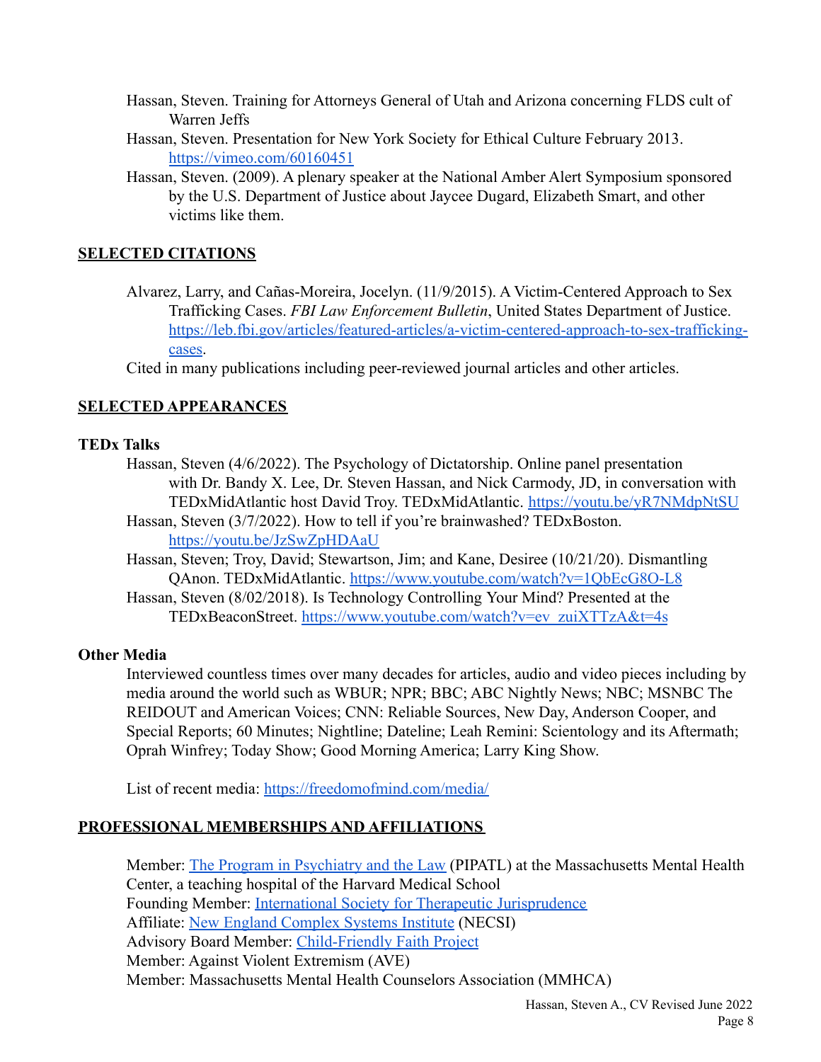Hassan, Steven. Training for Attorneys General of Utah and Arizona concerning FLDS cult of Warren Jeffs

Hassan, Steven. Presentation for New York Society for Ethical Culture February 2013. https://vimeo.com/60160451

Hassan, Steven. (2009). A plenary speaker at the National Amber Alert Symposium sponsored by the U.S. Department of Justice about Jaycee Dugard, Elizabeth Smart, and other victims like them.

## SELECTED CITATIONS

Alvarez, Larry, and Cañas-Moreira, Jocelyn. (11/9/2015). A Victim-Centered Approach to Sex Trafficking Cases. *FBI Law Enforcement Bulletin*, United States Department of Justice. https://leb.fbi.gov/articles/featured-articles/a-victim-centered-approach-to-sex-trafficking-cases.

Cited in many publications including peer-reviewed journal articles and other articles.

## SELECTED APPEARANCES

### TEDx Talks

Hassan, Steven (4/6/2022). The Psychology of Dictatorship. Online panel presentation with Dr. Bandy X. Lee, Dr. Steven Hassan, and Nick Carmody, JD, in conversation with TEDxMidAtlantic host David Troy. TEDxMidAtlantic. https://youtu.be/yR7NMdpNtSU

Hassan, Steven (3/7/2022). How to tell if you're brainwashed? TEDxBoston. https://youtu.be/JzSwZpHDAaU

Hassan, Steven; Troy, David; Stewartson, Jim; and Kane, Desiree (10/21/20). Dismantling QAnon. TEDxMidAtlantic. https://www.youtube.com/watch?v=1QbEcG8O-L8

Hassan, Steven (8/02/2018). Is Technology Controlling Your Mind? Presented at the TEDxBeaconStreet. https://www.youtube.com/watch?v=ev_zuiXTTzA&t=4s

### Other Media

Interviewed countless times over many decades for articles, audio and video pieces including by media around the world such as WBUR; NPR; BBC; ABC Nightly News; NBC; MSNBC The REIDOUT and American Voices; CNN: Reliable Sources, New Day, Anderson Cooper, and Special Reports; 60 Minutes; Nightline; Dateline; Leah Remini: Scientology and its Aftermath; Oprah Winfrey; Today Show; Good Morning America; Larry King Show.

List of recent media: https://freedomofmind.com/media/

## PROFESSIONAL MEMBERSHIPS AND AFFILIATIONS

Member: The Program in Psychiatry and the Law (PIPATL) at the Massachusetts Mental Health Center, a teaching hospital of the Harvard Medical School

Founding Member: International Society for Therapeutic Jurisprudence

Affiliate: New England Complex Systems Institute (NECSI)

Advisory Board Member: Child-Friendly Faith Project

Member: Against Violent Extremism (AVE)

Member: Massachusetts Mental Health Counselors Association (MMHCA)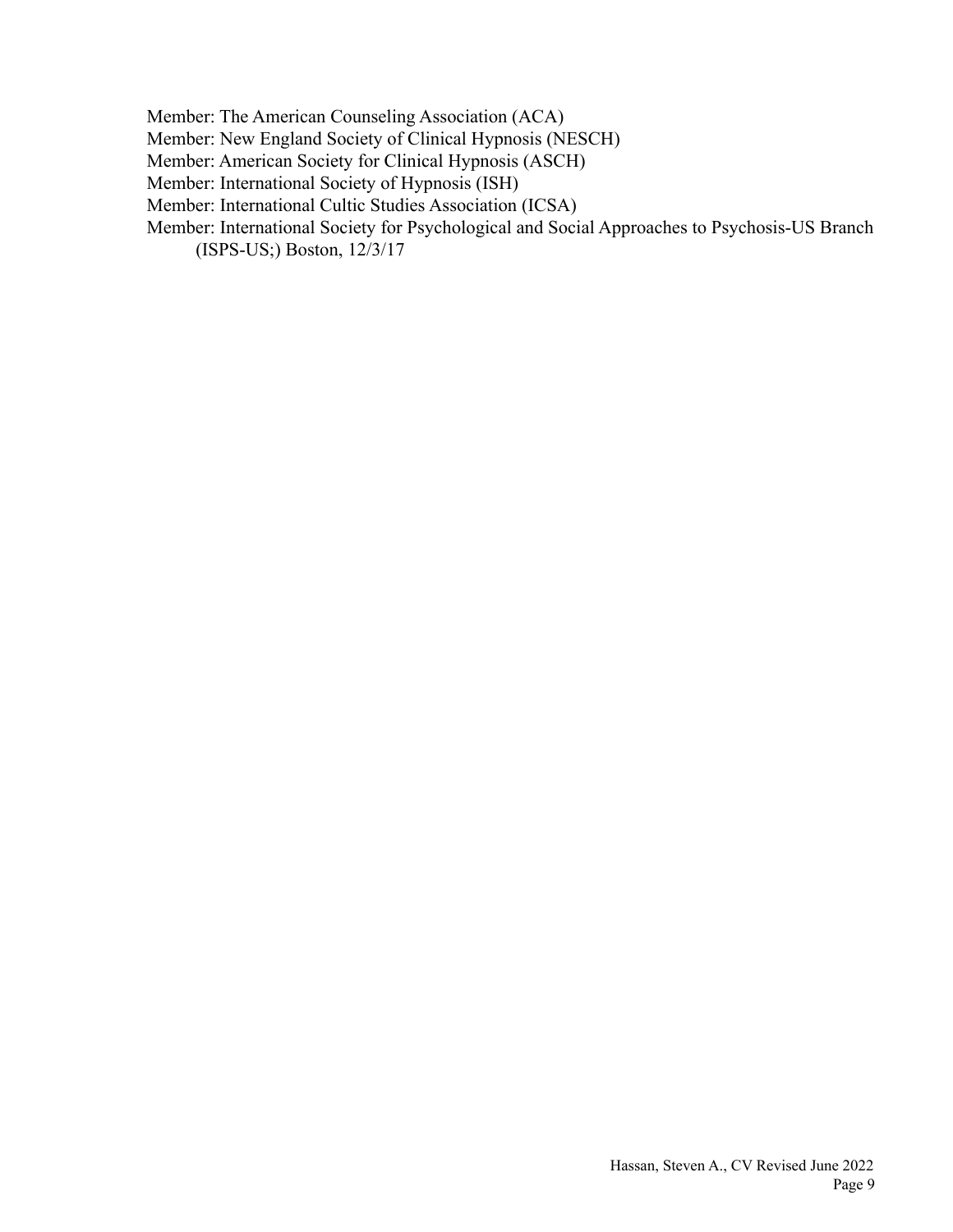Member: The American Counseling Association (ACA)
Member: New England Society of Clinical Hypnosis (NESCH)
Member: American Society for Clinical Hypnosis (ASCH)
Member: International Society of Hypnosis (ISH)
Member: International Cultic Studies Association (ICSA)
Member: International Society for Psychological and Social Approaches to Psychosis-US Branch (ISPS-US;) Boston, 12/3/17